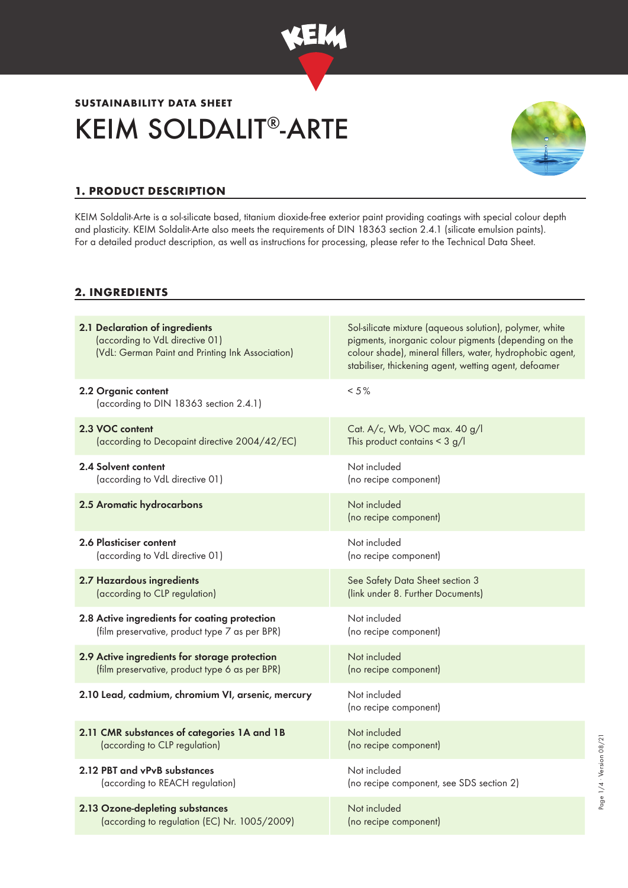**SUSTAINABILITY DATA SHEET**

# KEIM SOLDALIT®-ARTE

## 1. PRODUCT DESCRIPTION

KEIM Soldalit-Arte is a sol-silicate based, titanium dioxide-free exterior paint providing coatings with special colour depth and plasticity. KEIM Soldalit-Arte also meets the requirements of DIN 18363 section 2.4.1 (silicate emulsion paints).
For a detailed product description, as well as instructions for processing, please refer to the Technical Data Sheet.

## 2. INGREDIENTS

| | |
|---|---|
| **2.1 Declaration of ingredients** (according to VdL directive 01) (VdL: German Paint and Printing Ink Association) | Sol-silicate mixture (aqueous solution), polymer, white pigments, inorganic colour pigments (depending on the colour shade), mineral fillers, water, hydrophobic agent, stabiliser, thickening agent, wetting agent, defoamer |
| **2.2 Organic content** (according to DIN 18363 section 2.4.1) | < 5% |
| **2.3 VOC content** (according to Decopaint directive 2004/42/EC) | Cat. A/c, Wb, VOC max. 40 g/l<br>This product contains < 3 g/l |
| **2.4 Solvent content** (according to VdL directive 01) | Not included (no recipe component) |
| **2.5 Aromatic hydrocarbons** | Not included (no recipe component) |
| **2.6 Plasticiser content** (according to VdL directive 01) | Not included (no recipe component) |
| **2.7 Hazardous ingredients** (according to CLP regulation) | See Safety Data Sheet section 3 (link under 8. Further Documents) |
| **2.8 Active ingredients for coating protection** (film preservative, product type 7 as per BPR) | Not included (no recipe component) |
| **2.9 Active ingredients for storage protection** (film preservative, product type 6 as per BPR) | Not included (no recipe component) |
| **2.10 Lead, cadmium, chromium VI, arsenic, mercury** | Not included (no recipe component) |
| **2.11 CMR substances of categories 1A and 1B** (according to CLP regulation) | Not included (no recipe component) |
| **2.12 PBT and vPvB substances** (according to REACH regulation) | Not included (no recipe component, see SDS section 2) |
| **2.13 Ozone-depleting substances** (according to regulation (EC) Nr. 1005/2009) | Not included (no recipe component) |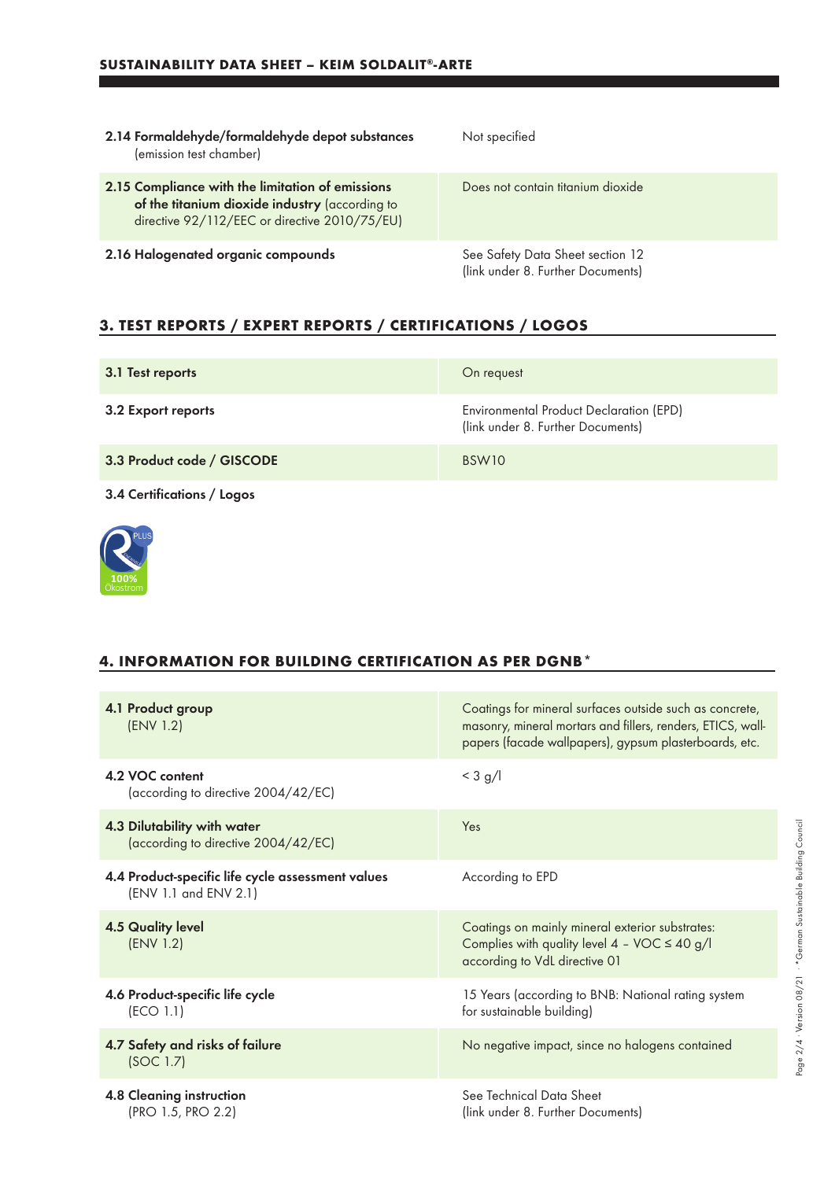| | |
|---|---|
| **2.14 Formaldehyde/formaldehyde depot substances** (emission test chamber) | Not specified |
| **2.15 Compliance with the limitation of emissions of the titanium dioxide industry** (according to directive 92/112/EEC or directive 2010/75/EU) | Does not contain titanium dioxide |
| **2.16 Halogenated organic compounds** | See Safety Data Sheet section 12 (link under 8. Further Documents) |

## 3. TEST REPORTS / EXPERT REPORTS / CERTIFICATIONS / LOGOS

| | |
|---|---|
| **3.1 Test reports** | On request |
| **3.2 Export reports** | Environmental Product Declaration (EPD) (link under 8. Further Documents) |
| **3.3 Product code / GISCODE** | BSW10 |

**3.4 Certifications / Logos**

PLUS
100% Ökostrom

## 4. INFORMATION FOR BUILDING CERTIFICATION AS PER DGNB*

| | |
|---|---|
| **4.1 Product group** (ENV 1.2) | Coatings for mineral surfaces outside such as concrete, masonry, mineral mortars and fillers, renders, ETICS, wallpapers (facade wallpapers), gypsum plasterboards, etc. |
| **4.2 VOC content** (according to directive 2004/42/EC) | < 3 g/l |
| **4.3 Dilutability with water** (according to directive 2004/42/EC) | Yes |
| **4.4 Product-specific life cycle assessment values** (ENV 1.1 and ENV 2.1) | According to EPD |
| **4.5 Quality level** (ENV 1.2) | Coatings on mainly mineral exterior substrates: Complies with quality level 4 – VOC ≤ 40 g/l according to VdL directive 01 |
| **4.6 Product-specific life cycle** (ECO 1.1) | 15 Years (according to BNB: National rating system for sustainable building) |
| **4.7 Safety and risks of failure** (SOC 1.7) | No negative impact, since no halogens contained |
| **4.8 Cleaning instruction** (PRO 1.5, PRO 2.2) | See Technical Data Sheet (link under 8. Further Documents) |

*German Sustainable Building Council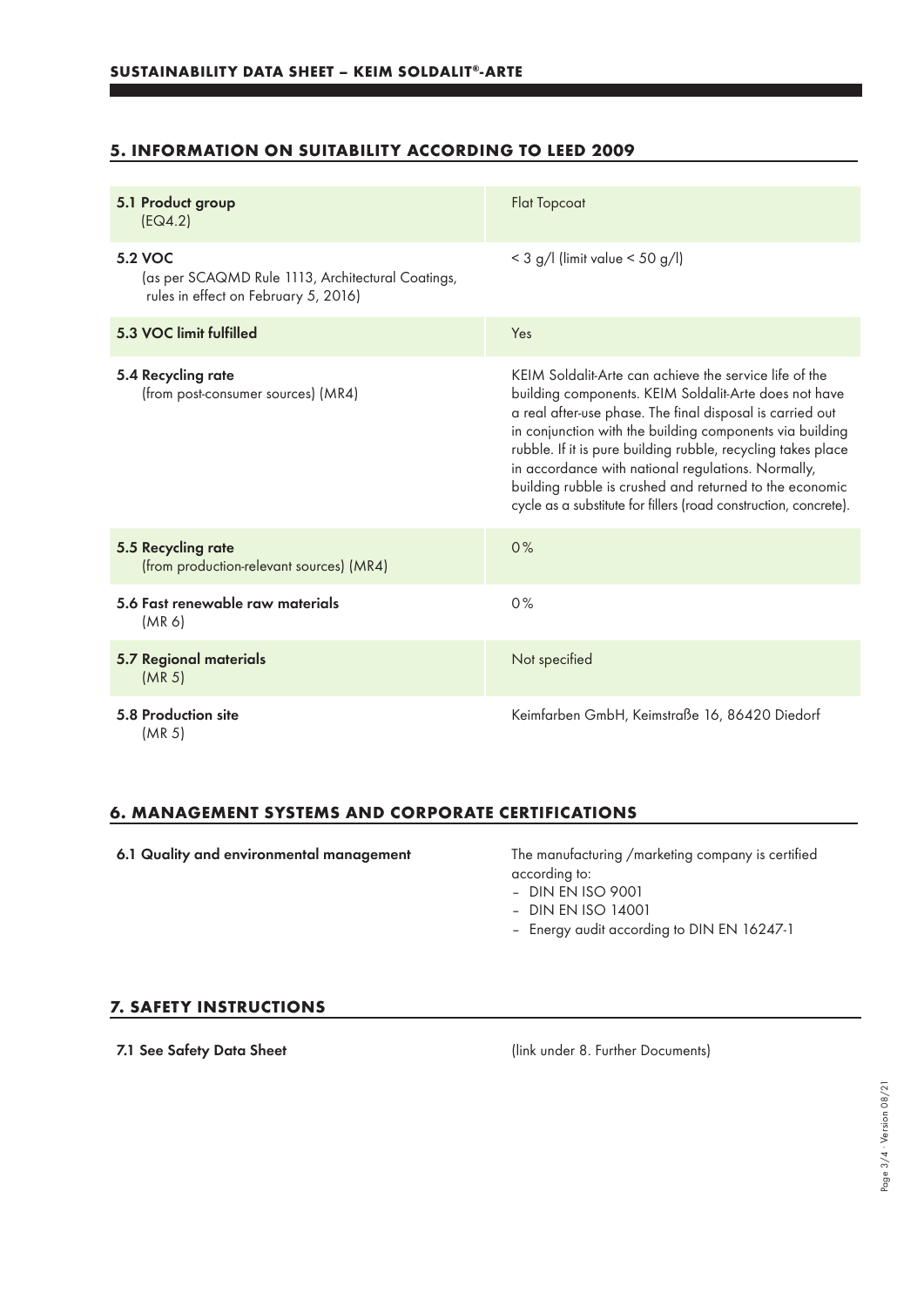## 5. INFORMATION ON SUITABILITY ACCORDING TO LEED 2009

| | |
|---|---|
| **5.1 Product group** (EQ4.2) | Flat Topcoat |
| **5.2 VOC** (as per SCAQMD Rule 1113, Architectural Coatings, rules in effect on February 5, 2016) | < 3 g/l (limit value < 50 g/l) |
| **5.3 VOC limit fulfilled** | Yes |
| **5.4 Recycling rate** (from post-consumer sources) (MR4) | KEIM Soldalit-Arte can achieve the service life of the building components. KEIM Soldalit-Arte does not have a real after-use phase. The final disposal is carried out in conjunction with the building components via building rubble. If it is pure building rubble, recycling takes place in accordance with national regulations. Normally, building rubble is crushed and returned to the economic cycle as a substitute for fillers (road construction, concrete). |
| **5.5 Recycling rate** (from production-relevant sources) (MR4) | 0% |
| **5.6 Fast renewable raw materials** (MR 6) | 0% |
| **5.7 Regional materials** (MR 5) | Not specified |
| **5.8 Production site** (MR 5) | Keimfarben GmbH, Keimstraße 16, 86420 Diedorf |

## 6. MANAGEMENT SYSTEMS AND CORPORATE CERTIFICATIONS

**6.1 Quality and environmental management**

The manufacturing /marketing company is certified according to:
- DIN EN ISO 9001
- DIN EN ISO 14001
- Energy audit according to DIN EN 16247-1

## 7. SAFETY INSTRUCTIONS

**7.1 See Safety Data Sheet**

(link under 8. Further Documents)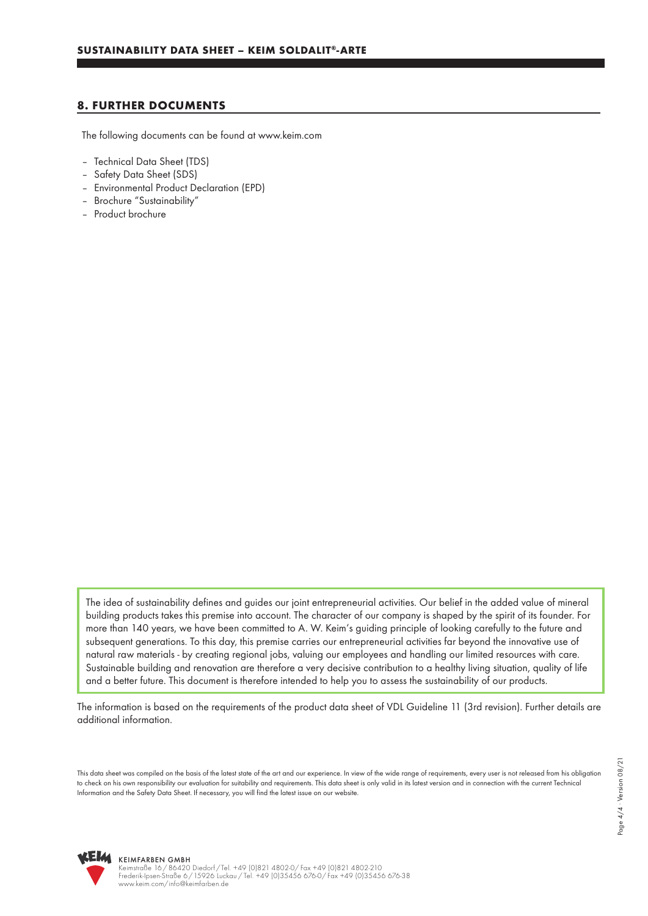## 8. FURTHER DOCUMENTS

The following documents can be found at www.keim.com

- Technical Data Sheet (TDS)
- Safety Data Sheet (SDS)
- Environmental Product Declaration (EPD)
- Brochure "Sustainability"
- Product brochure

The idea of sustainability defines and guides our joint entrepreneurial activities. Our belief in the added value of mineral building products takes this premise into account. The character of our company is shaped by the spirit of its founder. For more than 140 years, we have been committed to A. W. Keim's guiding principle of looking carefully to the future and subsequent generations. To this day, this premise carries our entrepreneurial activities far beyond the innovative use of natural raw materials - by creating regional jobs, valuing our employees and handling our limited resources with care. Sustainable building and renovation are therefore a very decisive contribution to a healthy living situation, quality of life and a better future. This document is therefore intended to help you to assess the sustainability of our products.

The information is based on the requirements of the product data sheet of VDL Guideline 11 (3rd revision). Further details are additional information.

This data sheet was compiled on the basis of the latest state of the art and our experience. In view of the wide range of requirements, every user is not released from his obligation to check on his own responsibility our evaluation for suitability and requirements. This data sheet is only valid in its latest version and in connection with the current Technical Information and the Safety Data Sheet. If necessary, you will find the latest issue on our website.

KEIMFARBEN GMBH
Keimstraße 16 / 86420 Diedorf / Tel. +49 (0)821 4802-0 / Fax +49 (0)821 4802-210
Frederik-Ipsen-Straße 6 / 15926 Luckau / Tel. +49 (0)35456 676-0 / Fax +49 (0)35456 676-38
www.keim.com / info@keimfarben.de